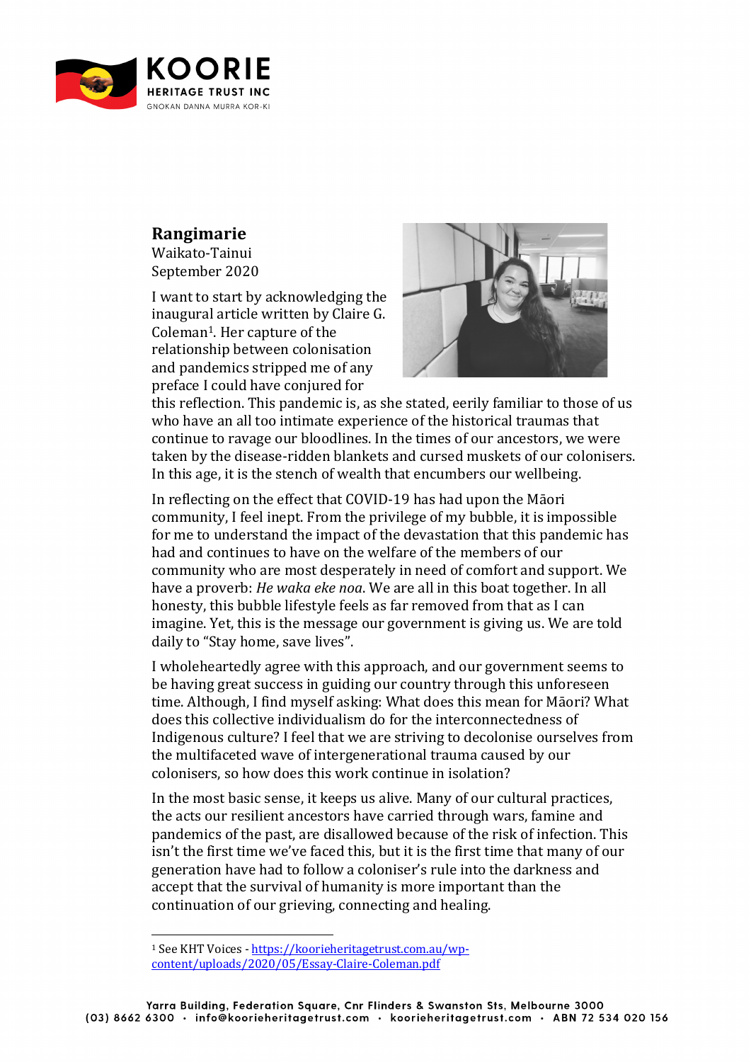**Rangimarie**
Waikato-Tainui
September 2020

I want to start by acknowledging the inaugural article written by Claire G. Coleman[1]. Her capture of the relationship between colonisation and pandemics stripped me of any preface I could have conjured for this reflection. This pandemic is, as she stated, eerily familiar to those of us who have an all too intimate experience of the historical traumas that continue to ravage our bloodlines. In the times of our ancestors, we were taken by the disease-ridden blankets and cursed muskets of our colonisers. In this age, it is the stench of wealth that encumbers our wellbeing.

In reflecting on the effect that COVID-19 has had upon the Māori community, I feel inept. From the privilege of my bubble, it is impossible for me to understand the impact of the devastation that this pandemic has had and continues to have on the welfare of the members of our community who are most desperately in need of comfort and support. We have a proverb: *He waka eke noa*. We are all in this boat together. In all honesty, this bubble lifestyle feels as far removed from that as I can imagine. Yet, this is the message our government is giving us. We are told daily to "Stay home, save lives".

I wholeheartedly agree with this approach, and our government seems to be having great success in guiding our country through this unforeseen time. Although, I find myself asking: What does this mean for Māori? What does this collective individualism do for the interconnectedness of Indigenous culture? I feel that we are striving to decolonise ourselves from the multifaceted wave of intergenerational trauma caused by our colonisers, so how does this work continue in isolation?

In the most basic sense, it keeps us alive. Many of our cultural practices, the acts our resilient ancestors have carried through wars, famine and pandemics of the past, are disallowed because of the risk of infection. This isn't the first time we've faced this, but it is the first time that many of our generation have had to follow a coloniser's rule into the darkness and accept that the survival of humanity is more important than the continuation of our grieving, connecting and healing.

---

[1] See KHT Voices - https://koorieheritagetrust.com.au/wp-content/uploads/2020/05/Essay-Claire-Coleman.pdf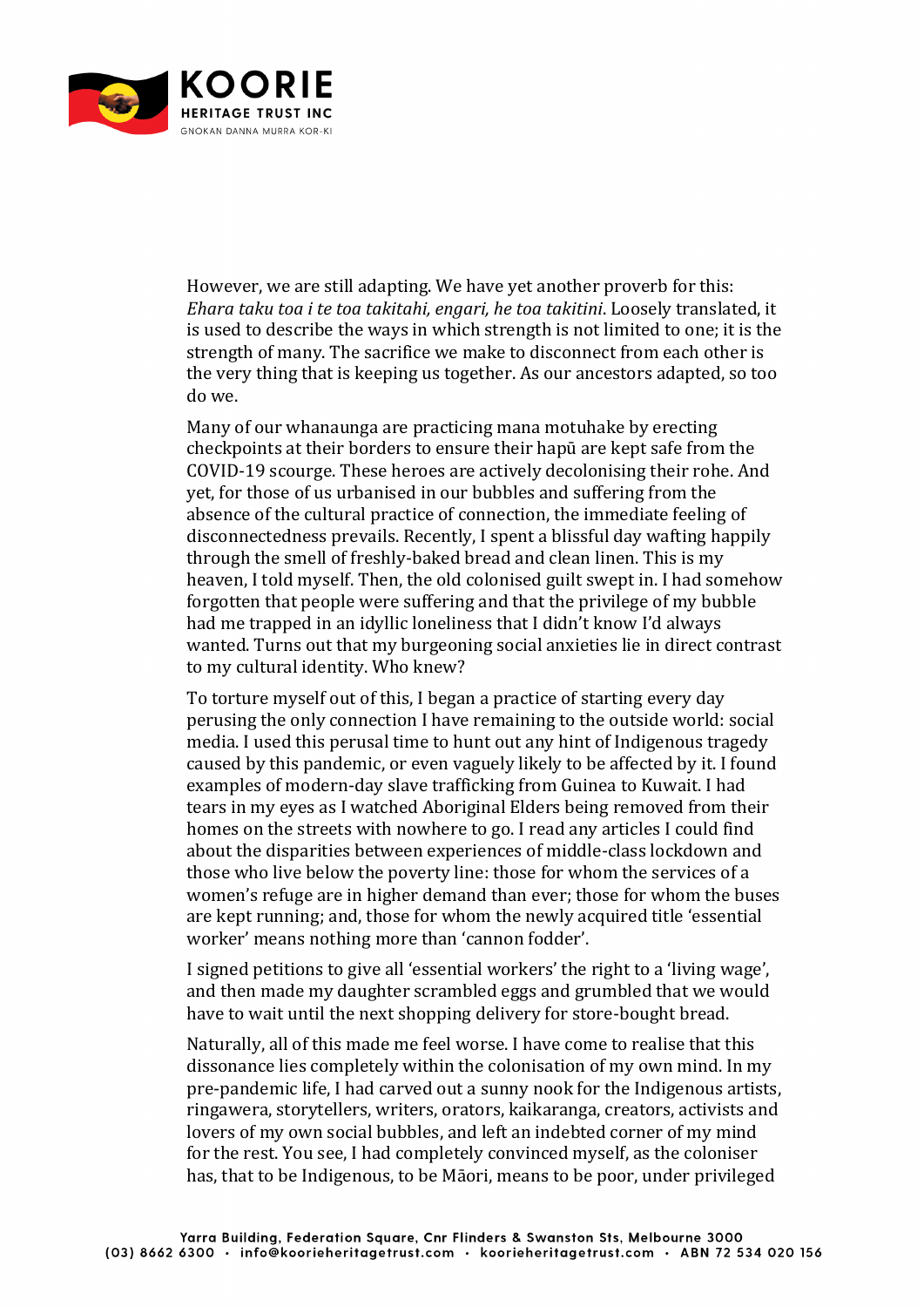However, we are still adapting. We have yet another proverb for this: *Ehara taku toa i te toa takitahi, engari, he toa takitini*. Loosely translated, it is used to describe the ways in which strength is not limited to one; it is the strength of many. The sacrifice we make to disconnect from each other is the very thing that is keeping us together. As our ancestors adapted, so too do we.

Many of our whanaunga are practicing mana motuhake by erecting checkpoints at their borders to ensure their hapū are kept safe from the COVID-19 scourge. These heroes are actively decolonising their rohe. And yet, for those of us urbanised in our bubbles and suffering from the absence of the cultural practice of connection, the immediate feeling of disconnectedness prevails. Recently, I spent a blissful day wafting happily through the smell of freshly-baked bread and clean linen. This is my heaven, I told myself. Then, the old colonised guilt swept in. I had somehow forgotten that people were suffering and that the privilege of my bubble had me trapped in an idyllic loneliness that I didn't know I'd always wanted. Turns out that my burgeoning social anxieties lie in direct contrast to my cultural identity. Who knew?

To torture myself out of this, I began a practice of starting every day perusing the only connection I have remaining to the outside world: social media. I used this perusal time to hunt out any hint of Indigenous tragedy caused by this pandemic, or even vaguely likely to be affected by it. I found examples of modern-day slave trafficking from Guinea to Kuwait. I had tears in my eyes as I watched Aboriginal Elders being removed from their homes on the streets with nowhere to go. I read any articles I could find about the disparities between experiences of middle-class lockdown and those who live below the poverty line: those for whom the services of a women's refuge are in higher demand than ever; those for whom the buses are kept running; and, those for whom the newly acquired title 'essential worker' means nothing more than 'cannon fodder'.

I signed petitions to give all 'essential workers' the right to a 'living wage', and then made my daughter scrambled eggs and grumbled that we would have to wait until the next shopping delivery for store-bought bread.

Naturally, all of this made me feel worse. I have come to realise that this dissonance lies completely within the colonisation of my own mind. In my pre-pandemic life, I had carved out a sunny nook for the Indigenous artists, ringawera, storytellers, writers, orators, kaikaranga, creators, activists and lovers of my own social bubbles, and left an indebted corner of my mind for the rest. You see, I had completely convinced myself, as the coloniser has, that to be Indigenous, to be Māori, means to be poor, under privileged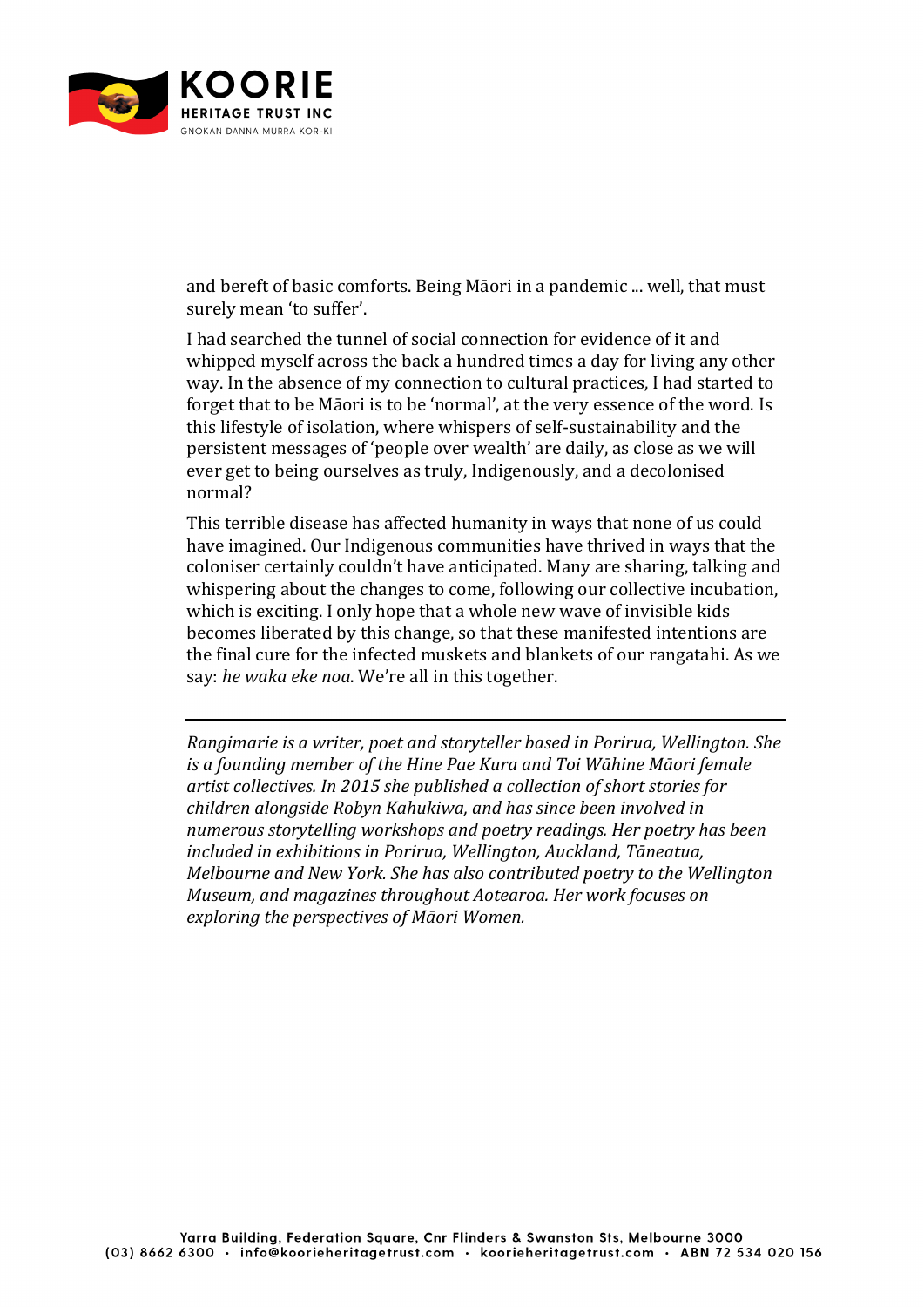and bereft of basic comforts. Being Māori in a pandemic ... well, that must surely mean 'to suffer'.

I had searched the tunnel of social connection for evidence of it and whipped myself across the back a hundred times a day for living any other way. In the absence of my connection to cultural practices, I had started to forget that to be Māori is to be 'normal', at the very essence of the word. Is this lifestyle of isolation, where whispers of self-sustainability and the persistent messages of 'people over wealth' are daily, as close as we will ever get to being ourselves as truly, Indigenously, and a decolonised normal?

This terrible disease has affected humanity in ways that none of us could have imagined. Our Indigenous communities have thrived in ways that the coloniser certainly couldn't have anticipated. Many are sharing, talking and whispering about the changes to come, following our collective incubation, which is exciting. I only hope that a whole new wave of invisible kids becomes liberated by this change, so that these manifested intentions are the final cure for the infected muskets and blankets of our rangatahi. As we say: *he waka eke noa*. We're all in this together.

---

*Rangimarie is a writer, poet and storyteller based in Porirua, Wellington. She is a founding member of the Hine Pae Kura and Toi Wāhine Māori female artist collectives. In 2015 she published a collection of short stories for children alongside Robyn Kahukiwa, and has since been involved in numerous storytelling workshops and poetry readings. Her poetry has been included in exhibitions in Porirua, Wellington, Auckland, Tāneatua, Melbourne and New York. She has also contributed poetry to the Wellington Museum, and magazines throughout Aotearoa. Her work focuses on exploring the perspectives of Māori Women.*